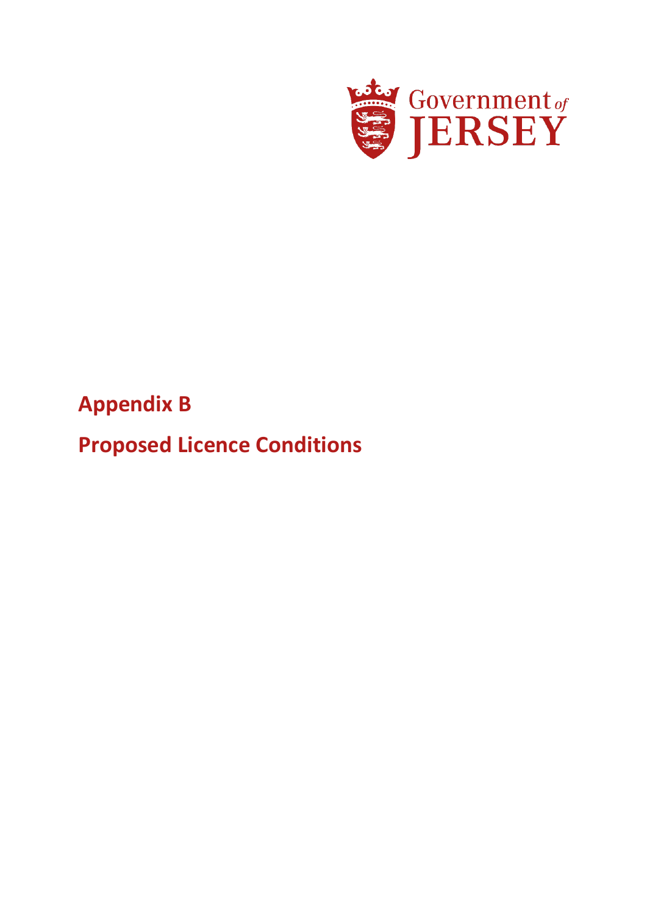Government of JERSEY

# Appendix B

# Proposed Licence Conditions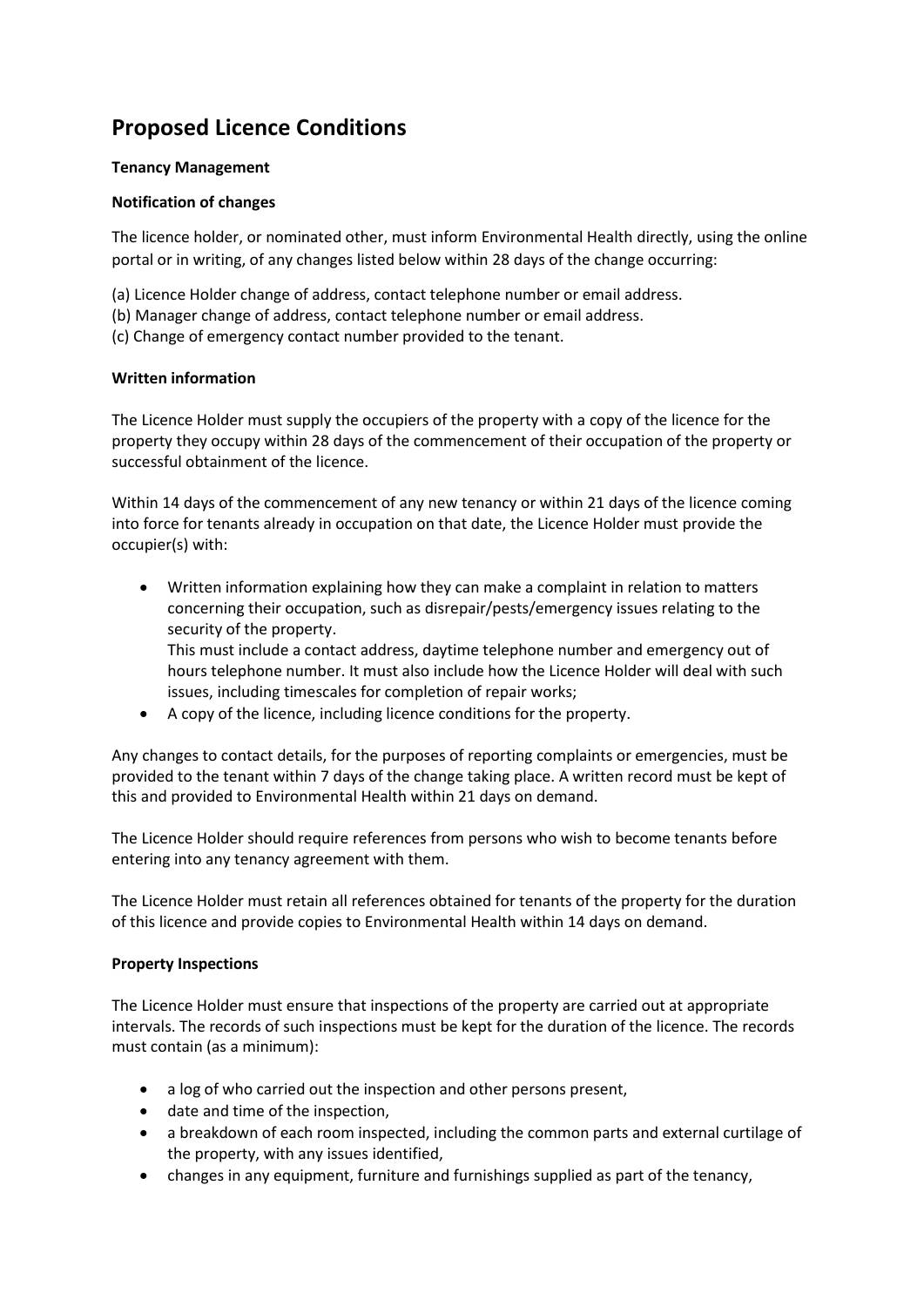# Proposed Licence Conditions

**Tenancy Management**

**Notification of changes**

The licence holder, or nominated other, must inform Environmental Health directly, using the online portal or in writing, of any changes listed below within 28 days of the change occurring:

(a) Licence Holder change of address, contact telephone number or email address.
(b) Manager change of address, contact telephone number or email address.
(c) Change of emergency contact number provided to the tenant.

**Written information**

The Licence Holder must supply the occupiers of the property with a copy of the licence for the property they occupy within 28 days of the commencement of their occupation of the property or successful obtainment of the licence.

Within 14 days of the commencement of any new tenancy or within 21 days of the licence coming into force for tenants already in occupation on that date, the Licence Holder must provide the occupier(s) with:

- Written information explaining how they can make a complaint in relation to matters concerning their occupation, such as disrepair/pests/emergency issues relating to the security of the property.
  This must include a contact address, daytime telephone number and emergency out of hours telephone number. It must also include how the Licence Holder will deal with such issues, including timescales for completion of repair works;
- A copy of the licence, including licence conditions for the property.

Any changes to contact details, for the purposes of reporting complaints or emergencies, must be provided to the tenant within 7 days of the change taking place. A written record must be kept of this and provided to Environmental Health within 21 days on demand.

The Licence Holder should require references from persons who wish to become tenants before entering into any tenancy agreement with them.

The Licence Holder must retain all references obtained for tenants of the property for the duration of this licence and provide copies to Environmental Health within 14 days on demand.

**Property Inspections**

The Licence Holder must ensure that inspections of the property are carried out at appropriate intervals. The records of such inspections must be kept for the duration of the licence. The records must contain (as a minimum):

- a log of who carried out the inspection and other persons present,
- date and time of the inspection,
- a breakdown of each room inspected, including the common parts and external curtilage of the property, with any issues identified,
- changes in any equipment, furniture and furnishings supplied as part of the tenancy,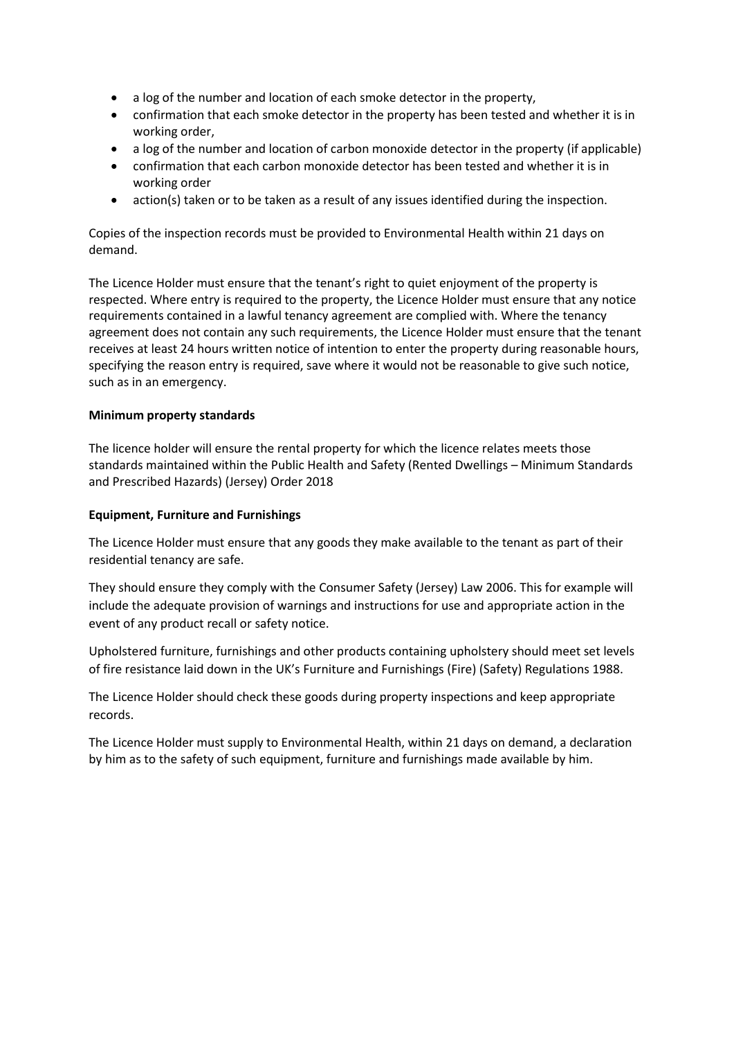- a log of the number and location of each smoke detector in the property,
- confirmation that each smoke detector in the property has been tested and whether it is in working order,
- a log of the number and location of carbon monoxide detector in the property (if applicable)
- confirmation that each carbon monoxide detector has been tested and whether it is in working order
- action(s) taken or to be taken as a result of any issues identified during the inspection.

Copies of the inspection records must be provided to Environmental Health within 21 days on demand.

The Licence Holder must ensure that the tenant's right to quiet enjoyment of the property is respected. Where entry is required to the property, the Licence Holder must ensure that any notice requirements contained in a lawful tenancy agreement are complied with. Where the tenancy agreement does not contain any such requirements, the Licence Holder must ensure that the tenant receives at least 24 hours written notice of intention to enter the property during reasonable hours, specifying the reason entry is required, save where it would not be reasonable to give such notice, such as in an emergency.

**Minimum property standards**

The licence holder will ensure the rental property for which the licence relates meets those standards maintained within the Public Health and Safety (Rented Dwellings – Minimum Standards and Prescribed Hazards) (Jersey) Order 2018

**Equipment, Furniture and Furnishings**

The Licence Holder must ensure that any goods they make available to the tenant as part of their residential tenancy are safe.

They should ensure they comply with the Consumer Safety (Jersey) Law 2006. This for example will include the adequate provision of warnings and instructions for use and appropriate action in the event of any product recall or safety notice.

Upholstered furniture, furnishings and other products containing upholstery should meet set levels of fire resistance laid down in the UK's Furniture and Furnishings (Fire) (Safety) Regulations 1988.

The Licence Holder should check these goods during property inspections and keep appropriate records.

The Licence Holder must supply to Environmental Health, within 21 days on demand, a declaration by him as to the safety of such equipment, furniture and furnishings made available by him.